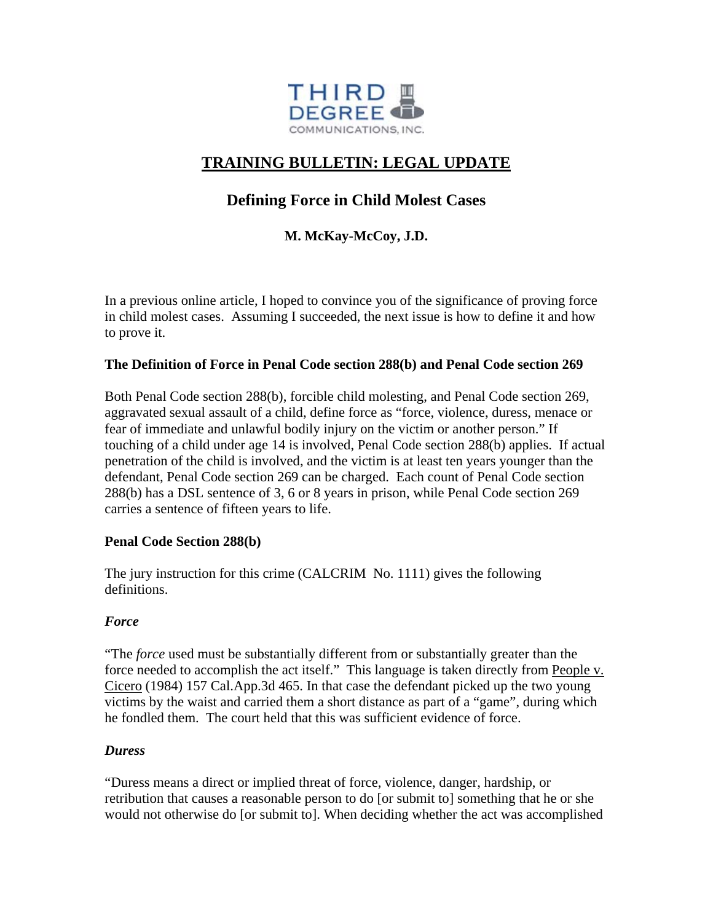THIRD DEGREE COMMUNICATIONS, INC.

# TRAINING BULLETIN: LEGAL UPDATE

## Defining Force in Child Molest Cases

**M. McKay-McCoy, J.D.**

In a previous online article, I hoped to convince you of the significance of proving force in child molest cases. Assuming I succeeded, the next issue is how to define it and how to prove it.

### The Definition of Force in Penal Code section 288(b) and Penal Code section 269

Both Penal Code section 288(b), forcible child molesting, and Penal Code section 269, aggravated sexual assault of a child, define force as "force, violence, duress, menace or fear of immediate and unlawful bodily injury on the victim or another person." If touching of a child under age 14 is involved, Penal Code section 288(b) applies. If actual penetration of the child is involved, and the victim is at least ten years younger than the defendant, Penal Code section 269 can be charged. Each count of Penal Code section 288(b) has a DSL sentence of 3, 6 or 8 years in prison, while Penal Code section 269 carries a sentence of fifteen years to life.

### Penal Code Section 288(b)

The jury instruction for this crime (CALCRIM No. 1111) gives the following definitions.

#### *Force*

"The *force* used must be substantially different from or substantially greater than the force needed to accomplish the act itself." This language is taken directly from People v. Cicero (1984) 157 Cal.App.3d 465. In that case the defendant picked up the two young victims by the waist and carried them a short distance as part of a "game", during which he fondled them. The court held that this was sufficient evidence of force.

#### *Duress*

"Duress means a direct or implied threat of force, violence, danger, hardship, or retribution that causes a reasonable person to do [or submit to] something that he or she would not otherwise do [or submit to]. When deciding whether the act was accomplished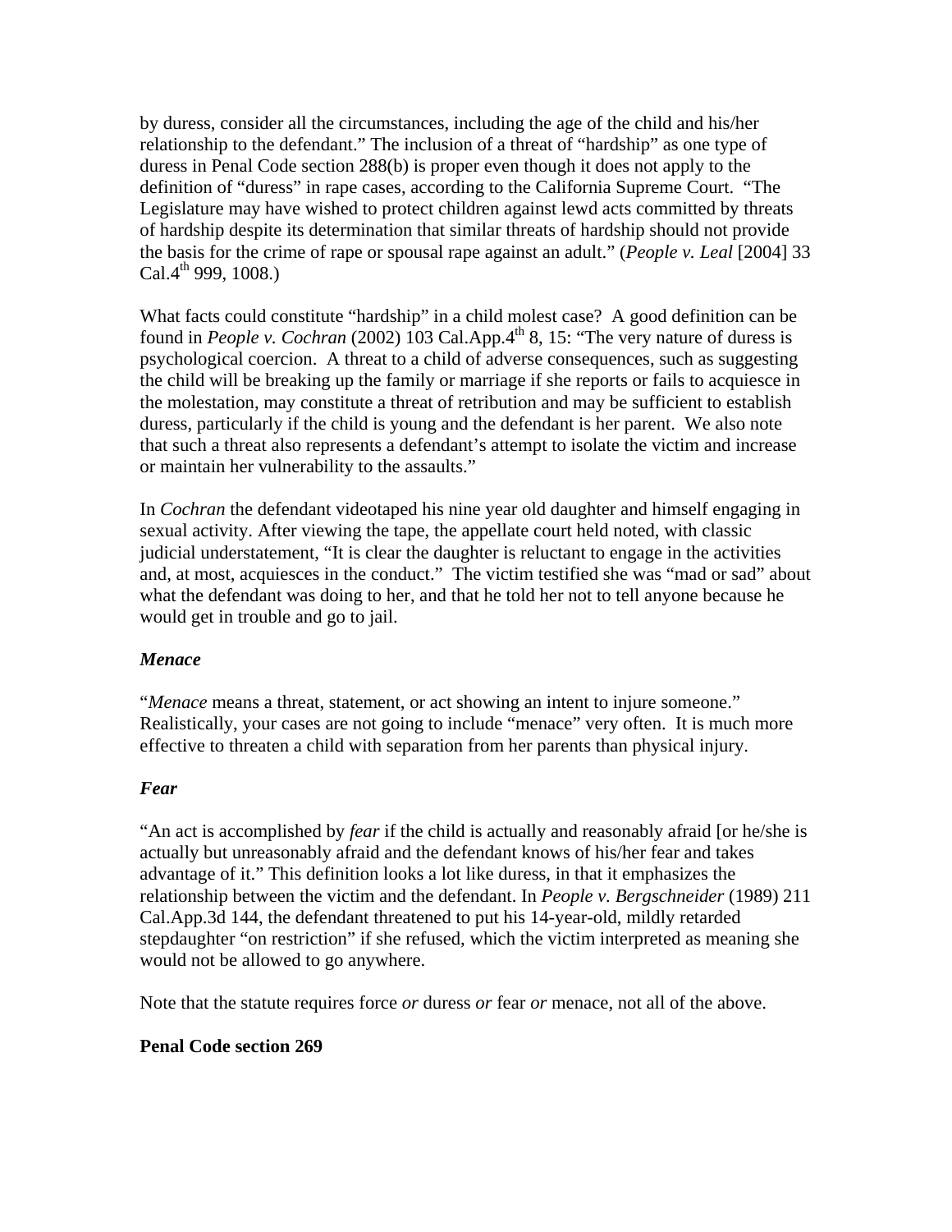by duress, consider all the circumstances, including the age of the child and his/her relationship to the defendant." The inclusion of a threat of "hardship" as one type of duress in Penal Code section 288(b) is proper even though it does not apply to the definition of "duress" in rape cases, according to the California Supreme Court. "The Legislature may have wished to protect children against lewd acts committed by threats of hardship despite its determination that similar threats of hardship should not provide the basis for the crime of rape or spousal rape against an adult." (*People v. Leal* [2004] 33 Cal.4th 999, 1008.)

What facts could constitute "hardship" in a child molest case? A good definition can be found in *People v. Cochran* (2002) 103 Cal.App.4th 8, 15: "The very nature of duress is psychological coercion. A threat to a child of adverse consequences, such as suggesting the child will be breaking up the family or marriage if she reports or fails to acquiesce in the molestation, may constitute a threat of retribution and may be sufficient to establish duress, particularly if the child is young and the defendant is her parent. We also note that such a threat also represents a defendant's attempt to isolate the victim and increase or maintain her vulnerability to the assaults."

In *Cochran* the defendant videotaped his nine year old daughter and himself engaging in sexual activity. After viewing the tape, the appellate court held noted, with classic judicial understatement, "It is clear the daughter is reluctant to engage in the activities and, at most, acquiesces in the conduct." The victim testified she was "mad or sad" about what the defendant was doing to her, and that he told her not to tell anyone because he would get in trouble and go to jail.

### *Menace*

"*Menace* means a threat, statement, or act showing an intent to injure someone." Realistically, your cases are not going to include "menace" very often. It is much more effective to threaten a child with separation from her parents than physical injury.

### *Fear*

"An act is accomplished by *fear* if the child is actually and reasonably afraid [or he/she is actually but unreasonably afraid and the defendant knows of his/her fear and takes advantage of it." This definition looks a lot like duress, in that it emphasizes the relationship between the victim and the defendant. In *People v. Bergschneider* (1989) 211 Cal.App.3d 144, the defendant threatened to put his 14-year-old, mildly retarded stepdaughter "on restriction" if she refused, which the victim interpreted as meaning she would not be allowed to go anywhere.

Note that the statute requires force *or* duress *or* fear *or* menace, not all of the above.

## Penal Code section 269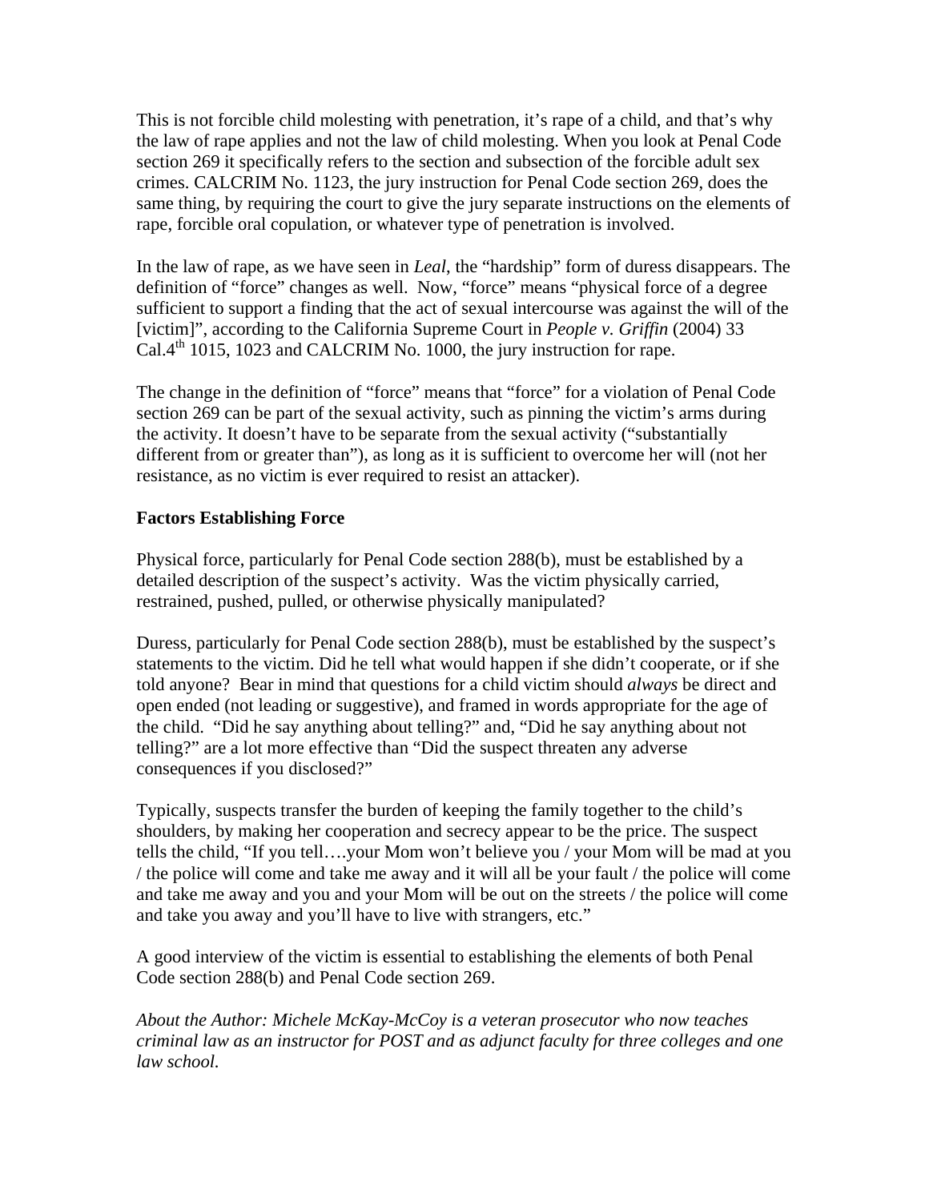This is not forcible child molesting with penetration, it's rape of a child, and that's why the law of rape applies and not the law of child molesting. When you look at Penal Code section 269 it specifically refers to the section and subsection of the forcible adult sex crimes. CALCRIM No. 1123, the jury instruction for Penal Code section 269, does the same thing, by requiring the court to give the jury separate instructions on the elements of rape, forcible oral copulation, or whatever type of penetration is involved.

In the law of rape, as we have seen in *Leal*, the "hardship" form of duress disappears. The definition of "force" changes as well. Now, "force" means "physical force of a degree sufficient to support a finding that the act of sexual intercourse was against the will of the [victim]", according to the California Supreme Court in *People v. Griffin* (2004) 33 Cal.4th 1015, 1023 and CALCRIM No. 1000, the jury instruction for rape.

The change in the definition of "force" means that "force" for a violation of Penal Code section 269 can be part of the sexual activity, such as pinning the victim's arms during the activity. It doesn't have to be separate from the sexual activity ("substantially different from or greater than"), as long as it is sufficient to overcome her will (not her resistance, as no victim is ever required to resist an attacker).

**Factors Establishing Force**

Physical force, particularly for Penal Code section 288(b), must be established by a detailed description of the suspect's activity. Was the victim physically carried, restrained, pushed, pulled, or otherwise physically manipulated?

Duress, particularly for Penal Code section 288(b), must be established by the suspect's statements to the victim. Did he tell what would happen if she didn't cooperate, or if she told anyone? Bear in mind that questions for a child victim should *always* be direct and open ended (not leading or suggestive), and framed in words appropriate for the age of the child. "Did he say anything about telling?" and, "Did he say anything about not telling?" are a lot more effective than "Did the suspect threaten any adverse consequences if you disclosed?"

Typically, suspects transfer the burden of keeping the family together to the child's shoulders, by making her cooperation and secrecy appear to be the price. The suspect tells the child, "If you tell….your Mom won't believe you / your Mom will be mad at you / the police will come and take me away and it will all be your fault / the police will come and take me away and you and your Mom will be out on the streets / the police will come and take you away and you'll have to live with strangers, etc."

A good interview of the victim is essential to establishing the elements of both Penal Code section 288(b) and Penal Code section 269.

*About the Author: Michele McKay-McCoy is a veteran prosecutor who now teaches criminal law as an instructor for POST and as adjunct faculty for three colleges and one law school.*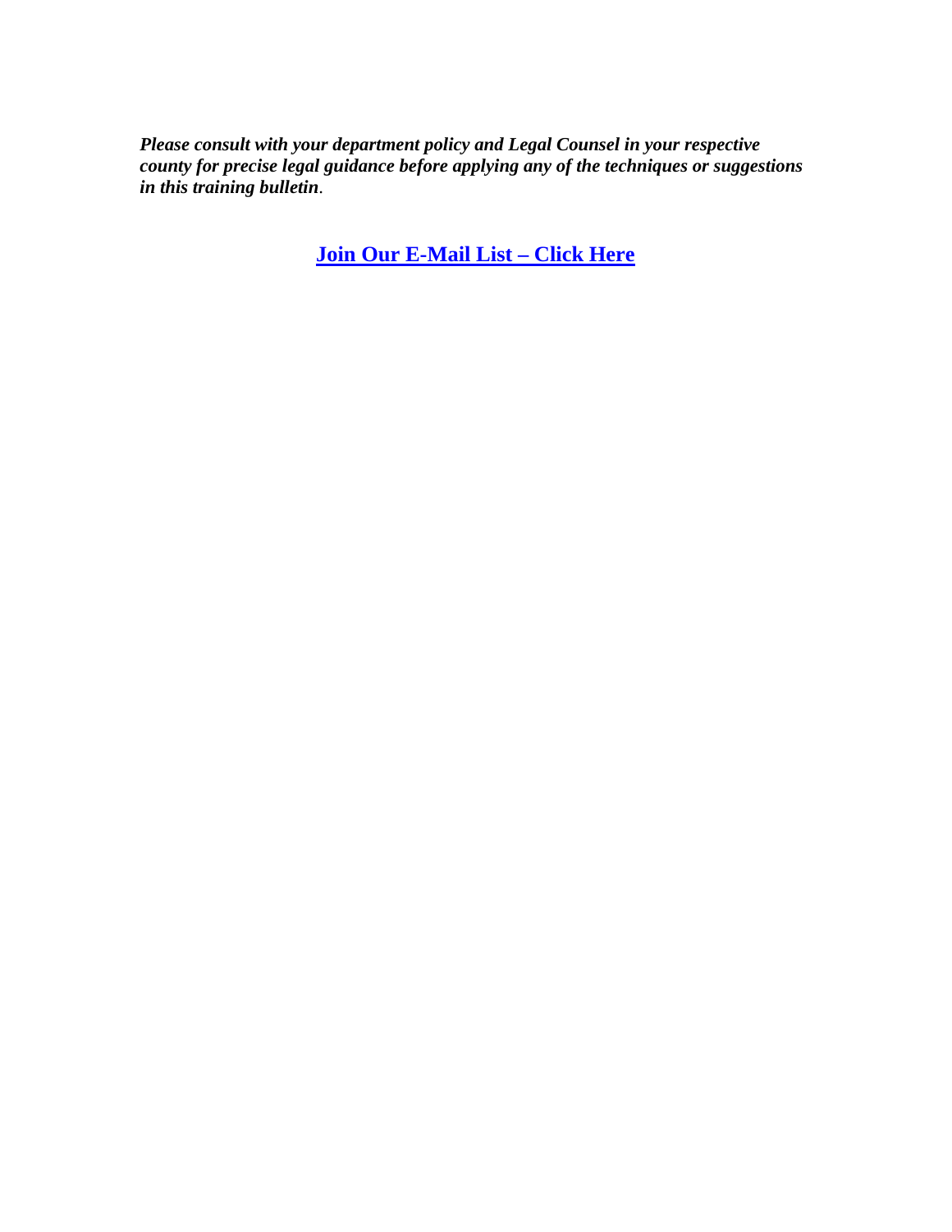***Please consult with your department policy and Legal Counsel in your respective county for precise legal guidance before applying any of the techniques or suggestions in this training bulletin*.**

**Join Our E-Mail List – Click Here**